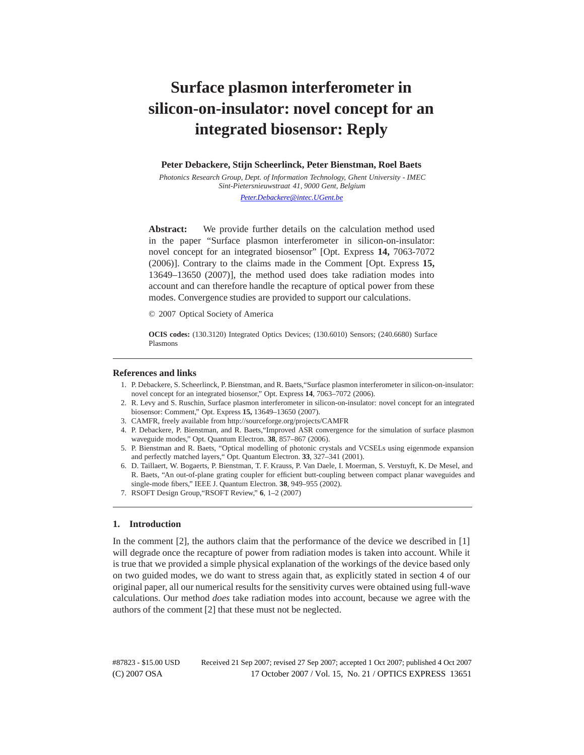# Surface plasmon interferometer in silicon-on-insulator: novel concept for an integrated biosensor: Reply

**Peter Debackere, Stijn Scheerlinck, Peter Bienstman, Roel Baets**

*Photonics Research Group, Dept. of Information Technology, Ghent University - IMEC*
*Sint-Pietersnieuwstraat 41, 9000 Gent, Belgium*

*Peter.Debackere@intec.UGent.be*

**Abstract:** We provide further details on the calculation method used in the paper "Surface plasmon interferometer in silicon-on-insulator: novel concept for an integrated biosensor" [Opt. Express **14,** 7063-7072 (2006)]. Contrary to the claims made in the Comment [Opt. Express **15,** 13649–13650 (2007)], the method used does take radiation modes into account and can therefore handle the recapture of optical power from these modes. Convergence studies are provided to support our calculations.

© 2007 Optical Society of America

**OCIS codes:** (130.3120) Integrated Optics Devices; (130.6010) Sensors; (240.6680) Surface Plasmons

## References and links

1. P. Debackere, S. Scheerlinck, P. Bienstman, and R. Baets,"Surface plasmon interferometer in silicon-on-insulator: novel concept for an integrated biosensor," Opt. Express **14**, 7063–7072 (2006).
2. R. Levy and S. Ruschin, Surface plasmon interferometer in silicon-on-insulator: novel concept for an integrated biosensor: Comment," Opt. Express **15,** 13649–13650 (2007).
3. CAMFR, freely available from http://sourceforge.org/projects/CAMFR
4. P. Debackere, P. Bienstman, and R. Baets,"Improved ASR convergence for the simulation of surface plasmon waveguide modes," Opt. Quantum Electron. **38**, 857–867 (2006).
5. P. Bienstman and R. Baets, "Optical modelling of photonic crystals and VCSELs using eigenmode expansion and perfectly matched layers," Opt. Quantum Electron. **33**, 327–341 (2001).
6. D. Taillaert, W. Bogaerts, P. Bienstman, T. F. Krauss, P. Van Daele, I. Moerman, S. Verstuyft, K. De Mesel, and R. Baets, "An out-of-plane grating coupler for efficient butt-coupling between compact planar waveguides and single-mode fibers," IEEE J. Quantum Electron. **38**, 949–955 (2002).
7. RSOFT Design Group,"RSOFT Review," **6**, 1–2 (2007)

## 1. Introduction

In the comment [2], the authors claim that the performance of the device we described in [1] will degrade once the recapture of power from radiation modes is taken into account. While it is true that we provided a simple physical explanation of the workings of the device based only on two guided modes, we do want to stress again that, as explicitly stated in section 4 of our original paper, all our numerical results for the sensitivity curves were obtained using full-wave calculations. Our method *does* take radiation modes into account, because we agree with the authors of the comment [2] that these must not be neglected.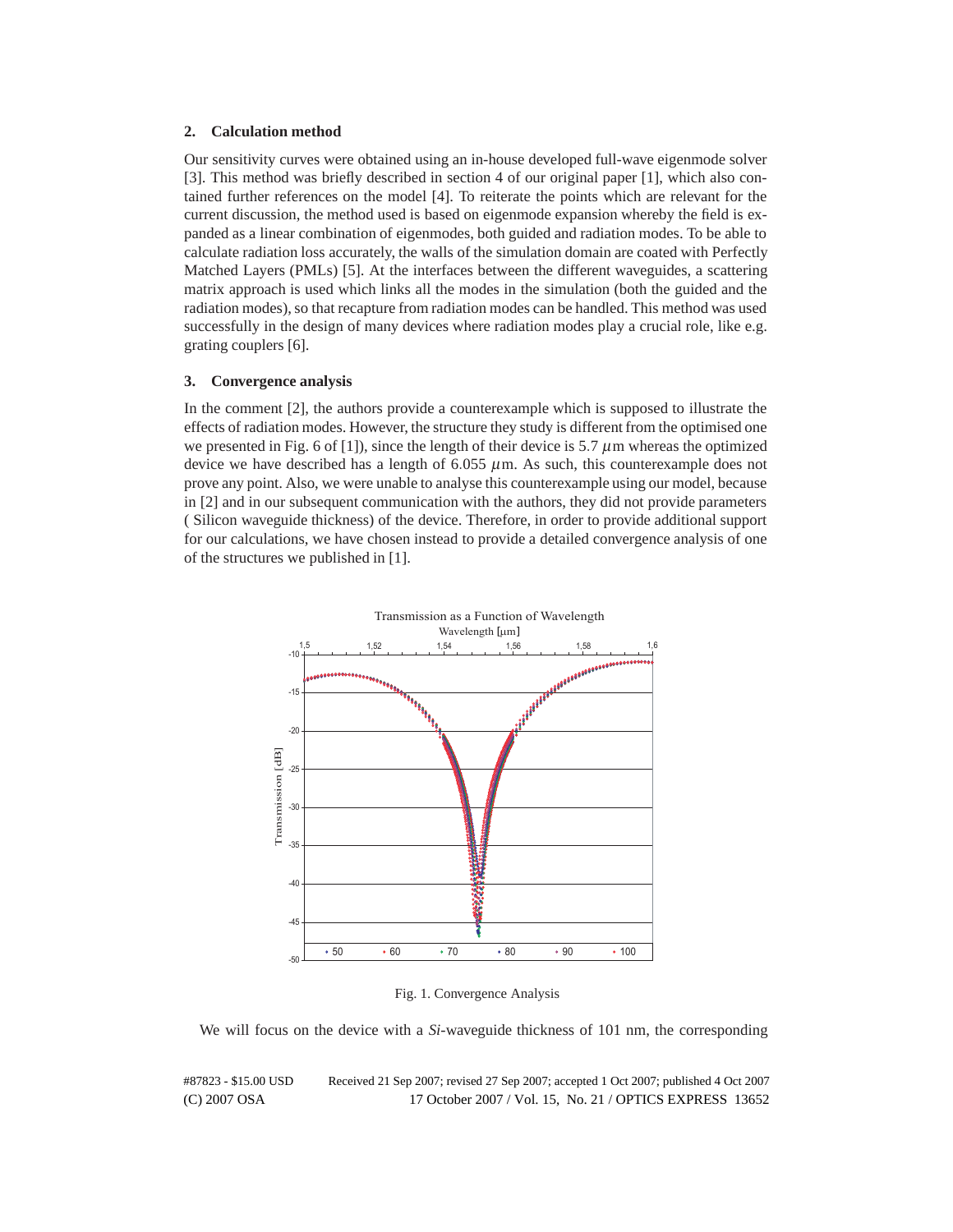## 2. Calculation method

Our sensitivity curves were obtained using an in-house developed full-wave eigenmode solver [3]. This method was briefly described in section 4 of our original paper [1], which also contained further references on the model [4]. To reiterate the points which are relevant for the current discussion, the method used is based on eigenmode expansion whereby the field is expanded as a linear combination of eigenmodes, both guided and radiation modes. To be able to calculate radiation loss accurately, the walls of the simulation domain are coated with Perfectly Matched Layers (PMLs) [5]. At the interfaces between the different waveguides, a scattering matrix approach is used which links all the modes in the simulation (both the guided and the radiation modes), so that recapture from radiation modes can be handled. This method was used successfully in the design of many devices where radiation modes play a crucial role, like e.g. grating couplers [6].

## 3. Convergence analysis

In the comment [2], the authors provide a counterexample which is supposed to illustrate the effects of radiation modes. However, the structure they study is different from the optimised one we presented in Fig. 6 of [1]), since the length of their device is 5.7 $\mu$m whereas the optimized device we have described has a length of 6.055 $\mu$m. As such, this counterexample does not prove any point. Also, we were unable to analyse this counterexample using our model, because in [2] and in our subsequent communication with the authors, they did not provide parameters ( Silicon waveguide thickness) of the device. Therefore, in order to provide additional support for our calculations, we have chosen instead to provide a detailed convergence analysis of one of the structures we published in [1].

Fig. 1. Convergence Analysis

We will focus on the device with a *Si*-waveguide thickness of 101 nm, the corresponding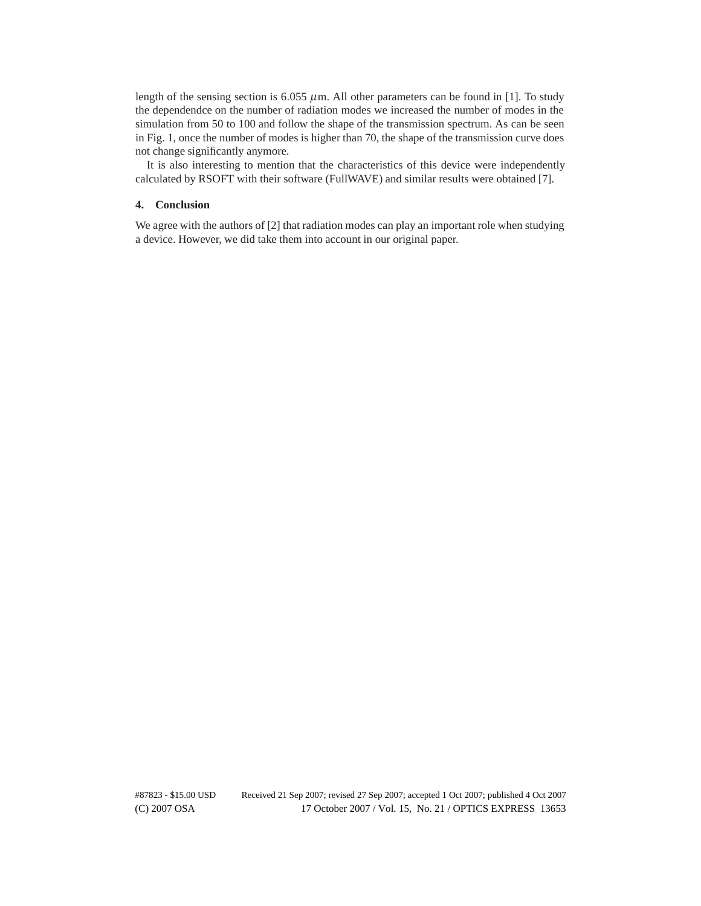length of the sensing section is 6.055 $\mu$m. All other parameters can be found in [1]. To study the dependendce on the number of radiation modes we increased the number of modes in the simulation from 50 to 100 and follow the shape of the transmission spectrum. As can be seen in Fig. 1, once the number of modes is higher than 70, the shape of the transmission curve does not change significantly anymore.

It is also interesting to mention that the characteristics of this device were independently calculated by RSOFT with their software (FullWAVE) and similar results were obtained [7].

## 4. Conclusion

We agree with the authors of [2] that radiation modes can play an important role when studying a device. However, we did take them into account in our original paper.